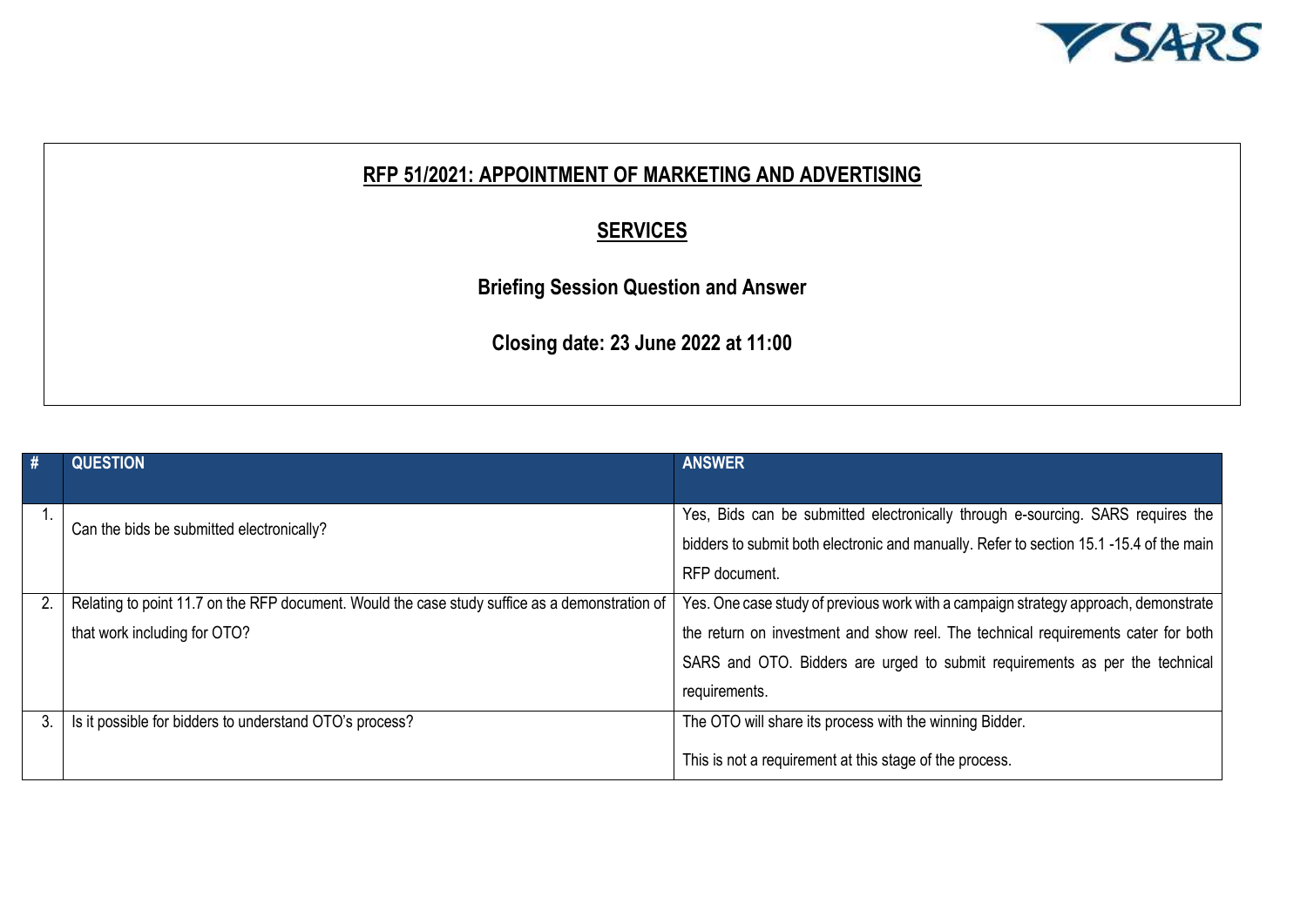# RFP 51/2021: APPOINTMENT OF MARKETING AND ADVERTISING SERVICES

## Briefing Session Question and Answer

## Closing date: 23 June 2022 at 11:00

| # | QUESTION | ANSWER |
|---|---|---|
| 1. | Can the bids be submitted electronically? | Yes, Bids can be submitted electronically through e-sourcing. SARS requires the bidders to submit both electronic and manually. Refer to section 15.1 -15.4 of the main RFP document. |
| 2. | Relating to point 11.7 on the RFP document. Would the case study suffice as a demonstration of that work including for OTO? | Yes. One case study of previous work with a campaign strategy approach, demonstrate the return on investment and show reel. The technical requirements cater for both SARS and OTO. Bidders are urged to submit requirements as per the technical requirements. |
| 3. | Is it possible for bidders to understand OTO's process? | The OTO will share its process with the winning Bidder.<br><br>This is not a requirement at this stage of the process. |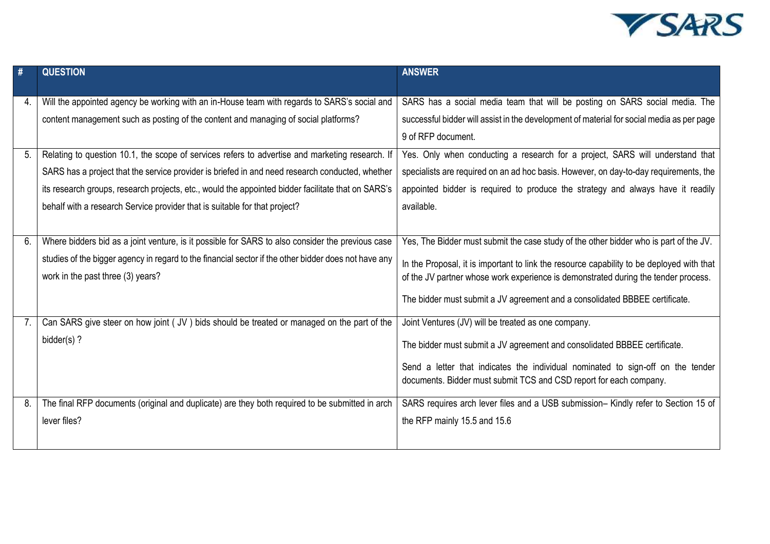| # | QUESTION | ANSWER |
|---|---|---|
| 4. | Will the appointed agency be working with an in-House team with regards to SARS's social and content management such as posting of the content and managing of social platforms? | SARS has a social media team that will be posting on SARS social media. The successful bidder will assist in the development of material for social media as per page 9 of RFP document. |
| 5. | Relating to question 10.1, the scope of services refers to advertise and marketing research. If SARS has a project that the service provider is briefed in and need research conducted, whether its research groups, research projects, etc., would the appointed bidder facilitate that on SARS's behalf with a research Service provider that is suitable for that project? | Yes. Only when conducting a research for a project, SARS will understand that specialists are required on an ad hoc basis. However, on day-to-day requirements, the appointed bidder is required to produce the strategy and always have it readily available. |
| 6. | Where bidders bid as a joint venture, is it possible for SARS to also consider the previous case studies of the bigger agency in regard to the financial sector if the other bidder does not have any work in the past three (3) years? | Yes, The Bidder must submit the case study of the other bidder who is part of the JV.<br><br>In the Proposal, it is important to link the resource capability to be deployed with that of the JV partner whose work experience is demonstrated during the tender process.<br><br>The bidder must submit a JV agreement and a consolidated BBBEE certificate. |
| 7. | Can SARS give steer on how joint ( JV ) bids should be treated or managed on the part of the bidder(s) ? | Joint Ventures (JV) will be treated as one company.<br><br>The bidder must submit a JV agreement and consolidated BBBEE certificate.<br><br>Send a letter that indicates the individual nominated to sign-off on the tender documents. Bidder must submit TCS and CSD report for each company. |
| 8. | The final RFP documents (original and duplicate) are they both required to be submitted in arch lever files? | SARS requires arch lever files and a USB submission– Kindly refer to Section 15 of the RFP mainly 15.5 and 15.6 |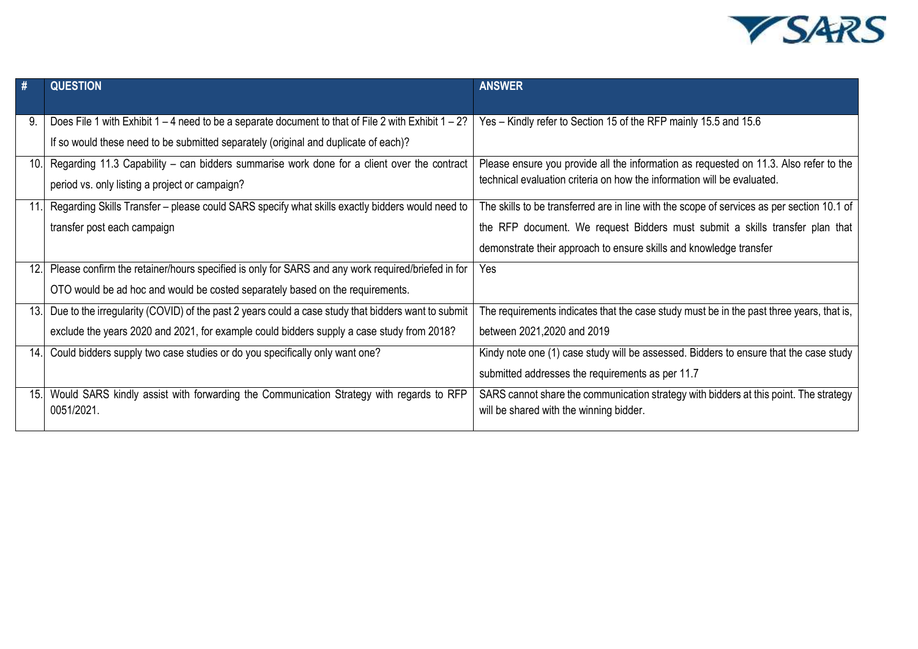| # | QUESTION | ANSWER |
|---|---|---|
| 9. | Does File 1 with Exhibit 1 – 4 need to be a separate document to that of File 2 with Exhibit 1 – 2? If so would these need to be submitted separately (original and duplicate of each)? | Yes – Kindly refer to Section 15 of the RFP mainly 15.5 and 15.6 |
| 10. | Regarding 11.3 Capability – can bidders summarise work done for a client over the contract period vs. only listing a project or campaign? | Please ensure you provide all the information as requested on 11.3. Also refer to the technical evaluation criteria on how the information will be evaluated. |
| 11. | Regarding Skills Transfer – please could SARS specify what skills exactly bidders would need to transfer post each campaign | The skills to be transferred are in line with the scope of services as per section 10.1 of the RFP document. We request Bidders must submit a skills transfer plan that demonstrate their approach to ensure skills and knowledge transfer |
| 12. | Please confirm the retainer/hours specified is only for SARS and any work required/briefed in for OTO would be ad hoc and would be costed separately based on the requirements. | Yes |
| 13. | Due to the irregularity (COVID) of the past 2 years could a case study that bidders want to submit exclude the years 2020 and 2021, for example could bidders supply a case study from 2018? | The requirements indicates that the case study must be in the past three years, that is, between 2021,2020 and 2019 |
| 14. | Could bidders supply two case studies or do you specifically only want one? | Kindy note one (1) case study will be assessed. Bidders to ensure that the case study submitted addresses the requirements as per 11.7 |
| 15. | Would SARS kindly assist with forwarding the Communication Strategy with regards to RFP 0051/2021. | SARS cannot share the communication strategy with bidders at this point. The strategy will be shared with the winning bidder. |